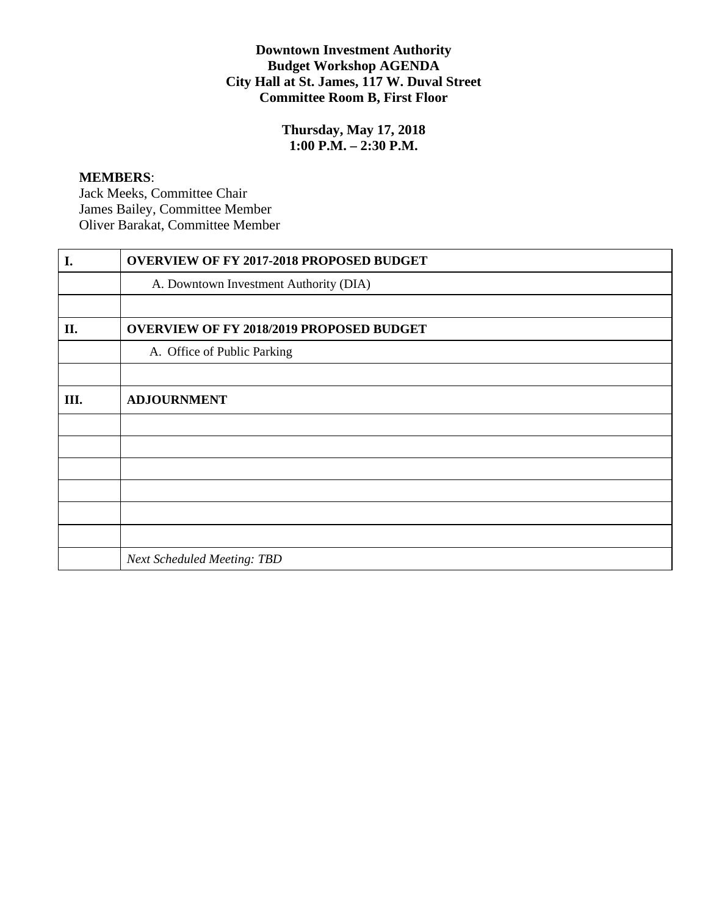**Downtown Investment Authority**
**Budget Workshop AGENDA**
**City Hall at St. James, 117 W. Duval Street**
**Committee Room B, First Floor**

**Thursday, May 17, 2018**
**1:00 P.M. – 2:30 P.M.**

**MEMBERS**:
Jack Meeks, Committee Chair
James Bailey, Committee Member
Oliver Barakat, Committee Member

| **I.** | **OVERVIEW OF FY 2017-2018 PROPOSED BUDGET** |
|---|---|
| | A. Downtown Investment Authority (DIA) |
| | |
| **II.** | **OVERVIEW OF FY 2018/2019 PROPOSED BUDGET** |
| | A. Office of Public Parking |
| | |
| **III.** | **ADJOURNMENT** |
| | |
| | |
| | |
| | |
| | |
| | |
| | *Next Scheduled Meeting: TBD* |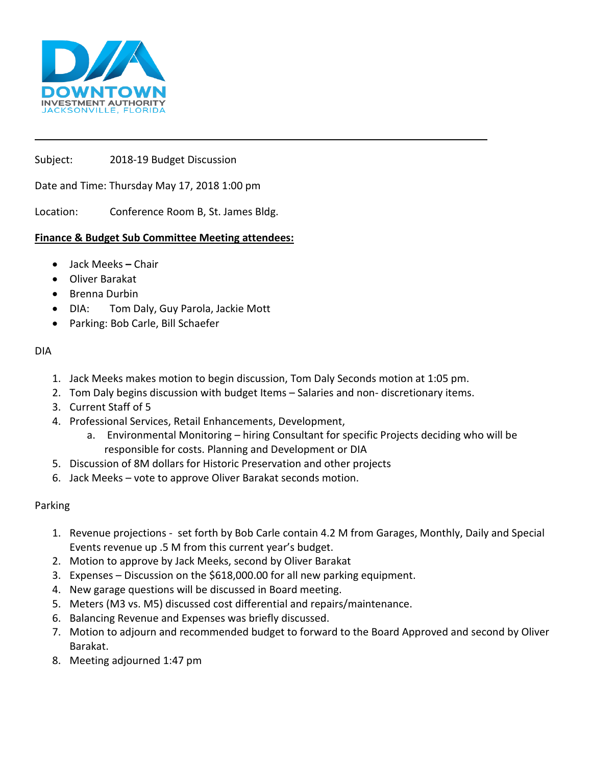DOWNTOWN INVESTMENT AUTHORITY
JACKSONVILLE, FLORIDA

---

Subject: 2018-19 Budget Discussion

Date and Time: Thursday May 17, 2018 1:00 pm

Location: Conference Room B, St. James Bldg.

**Finance & Budget Sub Committee Meeting attendees:**

- Jack Meeks **–** Chair
- Oliver Barakat
- Brenna Durbin
- DIA: Tom Daly, Guy Parola, Jackie Mott
- Parking: Bob Carle, Bill Schaefer

DIA

1. Jack Meeks makes motion to begin discussion, Tom Daly Seconds motion at 1:05 pm.
2. Tom Daly begins discussion with budget Items – Salaries and non- discretionary items.
3. Current Staff of 5
4. Professional Services, Retail Enhancements, Development,
   a. Environmental Monitoring – hiring Consultant for specific Projects deciding who will be responsible for costs. Planning and Development or DIA
5. Discussion of 8M dollars for Historic Preservation and other projects
6. Jack Meeks – vote to approve Oliver Barakat seconds motion.

Parking

1. Revenue projections - set forth by Bob Carle contain 4.2 M from Garages, Monthly, Daily and Special Events revenue up .5 M from this current year's budget.
2. Motion to approve by Jack Meeks, second by Oliver Barakat
3. Expenses – Discussion on the $618,000.00 for all new parking equipment.
4. New garage questions will be discussed in Board meeting.
5. Meters (M3 vs. M5) discussed cost differential and repairs/maintenance.
6. Balancing Revenue and Expenses was briefly discussed.
7. Motion to adjourn and recommended budget to forward to the Board Approved and second by Oliver Barakat.
8. Meeting adjourned 1:47 pm